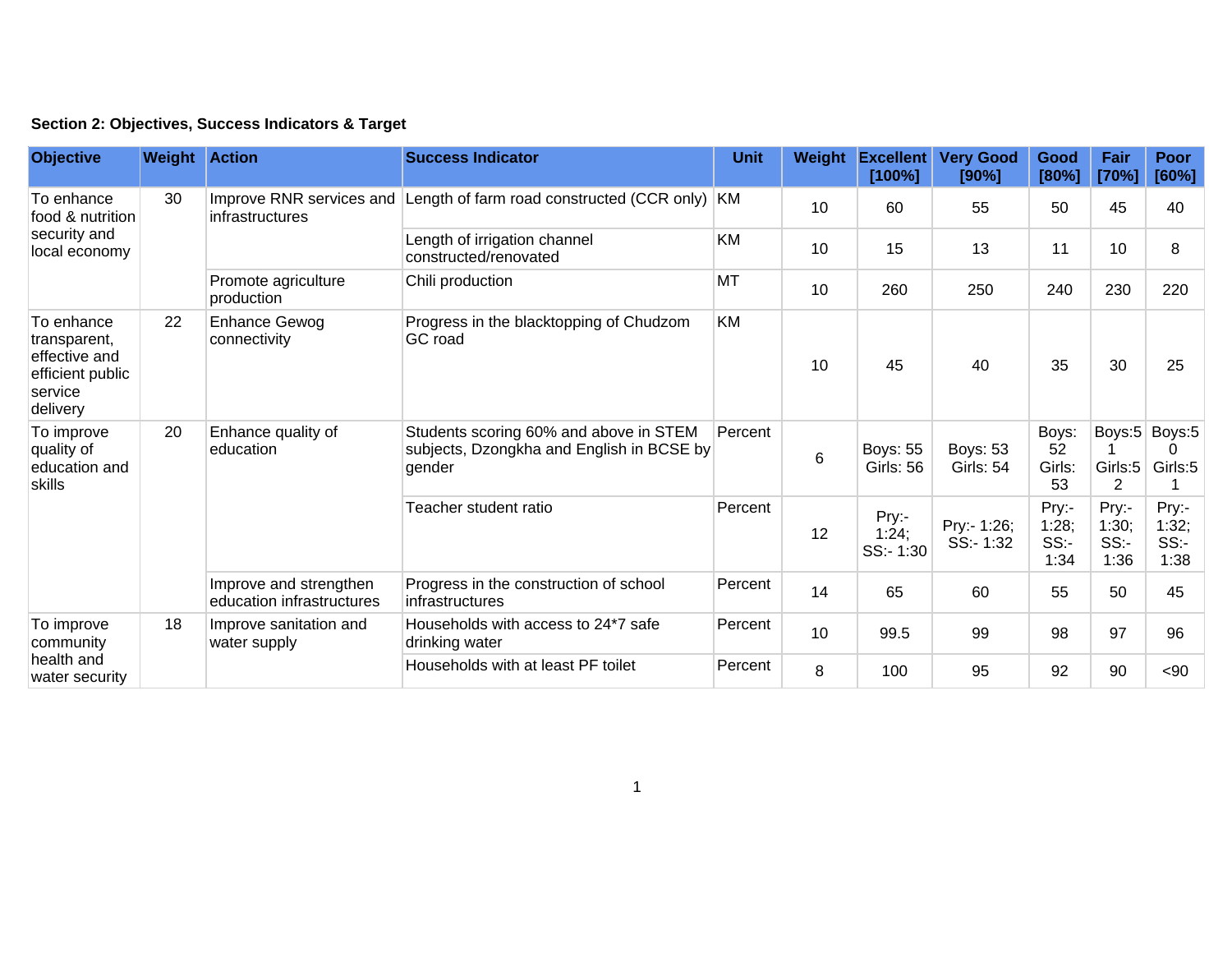**Section 2: Objectives, Success Indicators & Target**

| Objective | Weight | Action | Success Indicator | Unit | Weight | Excellent [100%] | Very Good [90%] | Good [80%] | Fair [70%] | Poor [60%] |
|---|---|---|---|---|---|---|---|---|---|---|
| To enhance food & nutrition security and local economy | 30 | Improve RNR services and infrastructures | Length of farm road constructed (CCR only) | KM | 10 | 60 | 55 | 50 | 45 | 40 |
| | | | Length of irrigation channel constructed/renovated | KM | 10 | 15 | 13 | 11 | 10 | 8 |
| | | Promote agriculture production | Chili production | MT | 10 | 260 | 250 | 240 | 230 | 220 |
| To enhance transparent, effective and efficient public service delivery | 22 | Enhance Gewog connectivity | Progress in the blacktopping of Chudzom GC road | KM | 10 | 45 | 40 | 35 | 30 | 25 |
| To improve quality of education and skills | 20 | Enhance quality of education | Students scoring 60% and above in STEM subjects, Dzongkha and English in BCSE by gender | Percent | 6 | Boys: 55 Girls: 56 | Boys: 53 Girls: 54 | Boys: 52 Girls: 53 | Boys:51 Girls:52 | Boys:50 Girls:51 |
| | | | Teacher student ratio | Percent | 12 | Pry:- 1:24; SS:- 1:30 | Pry:- 1:26; SS:- 1:32 | Pry:- 1:28; SS:- 1:34 | Pry:- 1:30; SS:- 1:36 | Pry:- 1:32; SS:- 1:38 |
| | | Improve and strengthen education infrastructures | Progress in the construction of school infrastructures | Percent | 14 | 65 | 60 | 55 | 50 | 45 |
| To improve community health and water security | 18 | Improve sanitation and water supply | Households with access to 24*7 safe drinking water | Percent | 10 | 99.5 | 99 | 98 | 97 | 96 |
| | | | Households with at least PF toilet | Percent | 8 | 100 | 95 | 92 | 90 | <90 |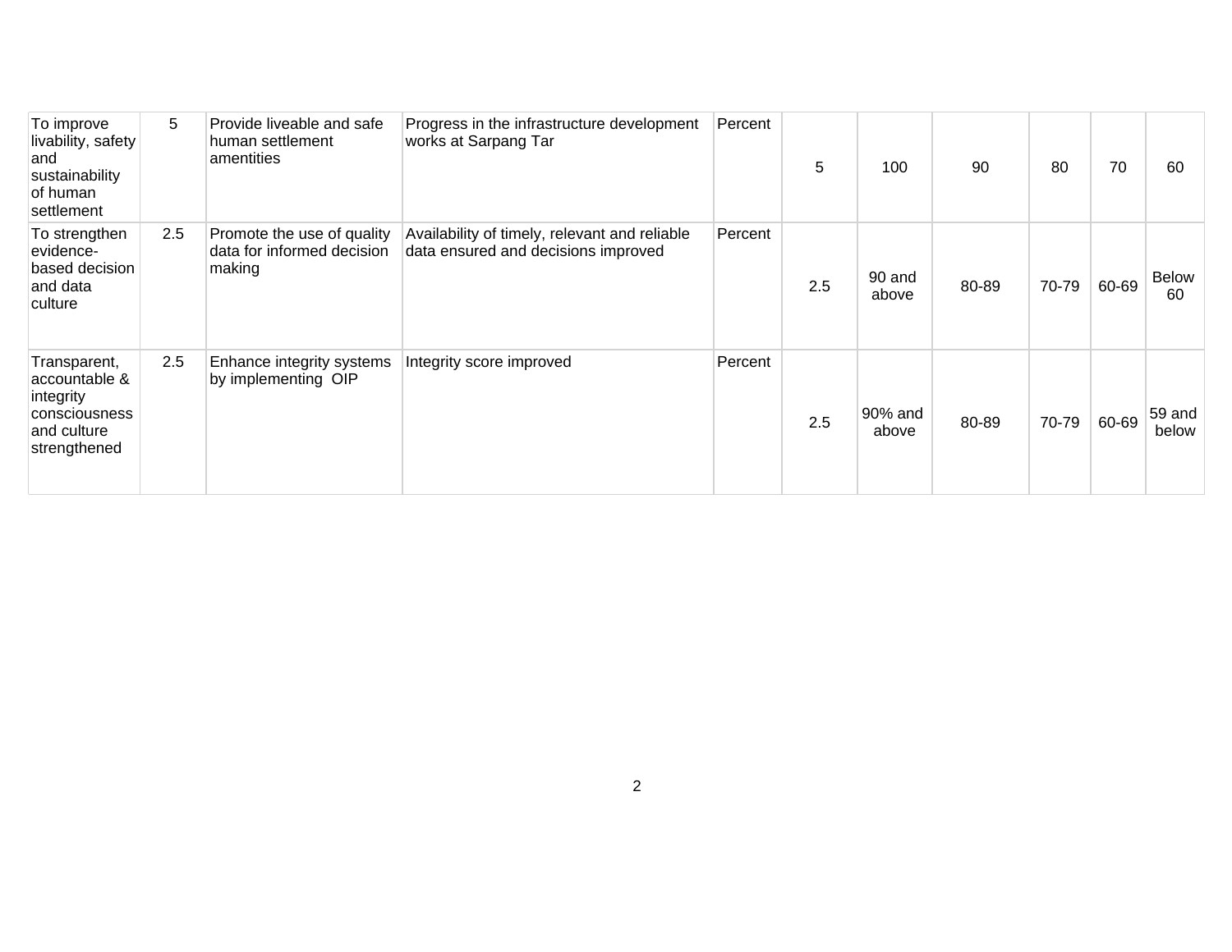| | | | | | | | | | | |
|---|---|---|---|---|---|---|---|---|---|---|
| To improve livability, safety and sustainability of human settlement | 5 | Provide liveable and safe human settlement amentities | Progress in the infrastructure development works at Sarpang Tar | Percent | 5 | 100 | 90 | 80 | 70 | 60 |
| To strengthen evidence-based decision and data culture | 2.5 | Promote the use of quality data for informed decision making | Availability of timely, relevant and reliable data ensured and decisions improved | Percent | 2.5 | 90 and above | 80-89 | 70-79 | 60-69 | Below 60 |
| Transparent, accountable & integrity consciousness and culture strengthened | 2.5 | Enhance integrity systems by implementing OIP | Integrity score improved | Percent | 2.5 | 90% and above | 80-89 | 70-79 | 60-69 | 59 and below |